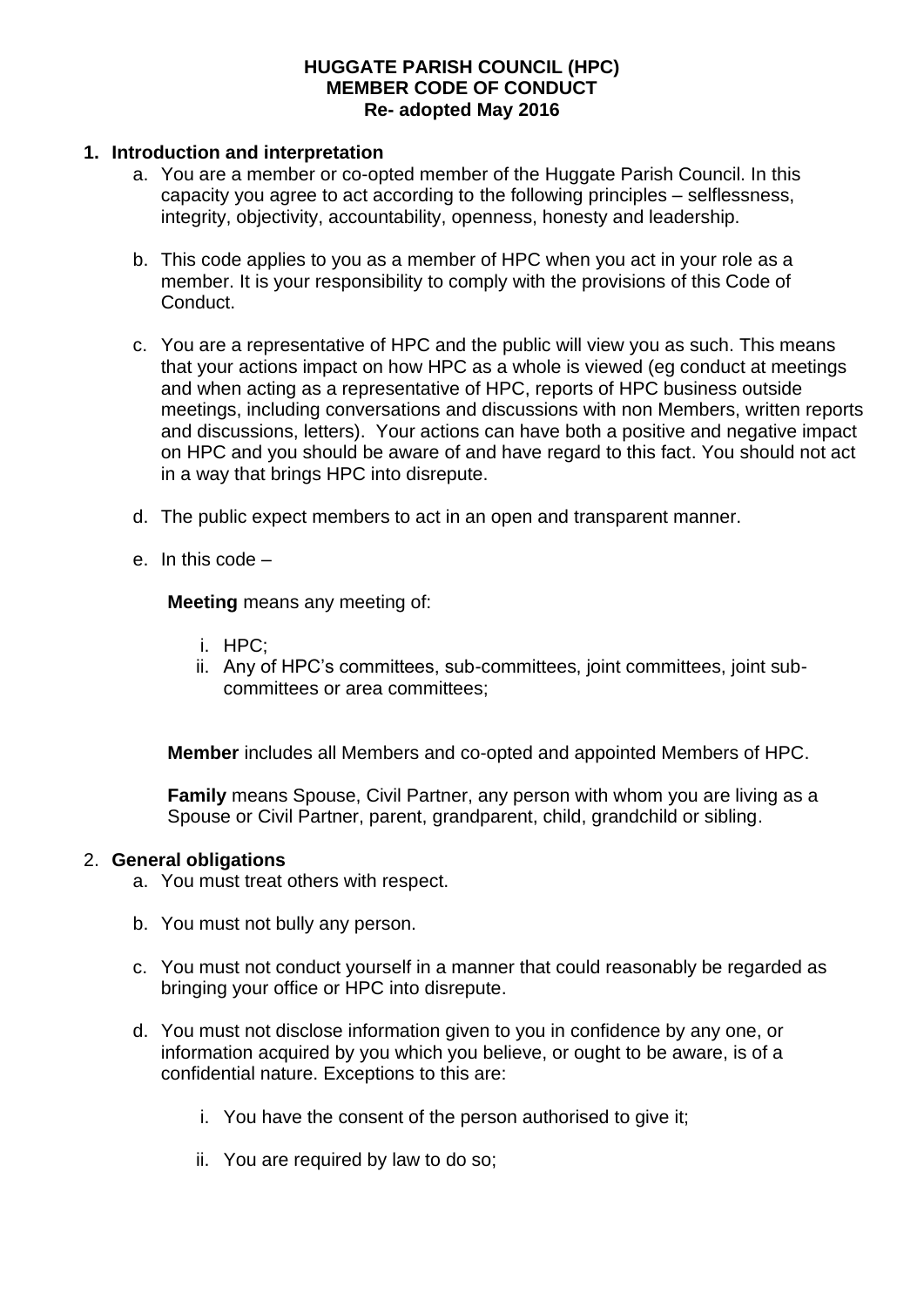**HUGGATE PARISH COUNCIL (HPC)**
**MEMBER CODE OF CONDUCT**
**Re- adopted May 2016**

## 1. Introduction and interpretation

a. You are a member or co-opted member of the Huggate Parish Council. In this capacity you agree to act according to the following principles – selflessness, integrity, objectivity, accountability, openness, honesty and leadership.

b. This code applies to you as a member of HPC when you act in your role as a member. It is your responsibility to comply with the provisions of this Code of Conduct.

c. You are a representative of HPC and the public will view you as such. This means that your actions impact on how HPC as a whole is viewed (eg conduct at meetings and when acting as a representative of HPC, reports of HPC business outside meetings, including conversations and discussions with non Members, written reports and discussions, letters). Your actions can have both a positive and negative impact on HPC and you should be aware of and have regard to this fact. You should not act in a way that brings HPC into disrepute.

d. The public expect members to act in an open and transparent manner.

e. In this code –

**Meeting** means any meeting of:

i. HPC;
ii. Any of HPC's committees, sub-committees, joint committees, joint sub-committees or area committees;

**Member** includes all Members and co-opted and appointed Members of HPC.

**Family** means Spouse, Civil Partner, any person with whom you are living as a Spouse or Civil Partner, parent, grandparent, child, grandchild or sibling.

## 2. General obligations

a. You must treat others with respect.

b. You must not bully any person.

c. You must not conduct yourself in a manner that could reasonably be regarded as bringing your office or HPC into disrepute.

d. You must not disclose information given to you in confidence by any one, or information acquired by you which you believe, or ought to be aware, is of a confidential nature. Exceptions to this are:

i. You have the consent of the person authorised to give it;

ii. You are required by law to do so;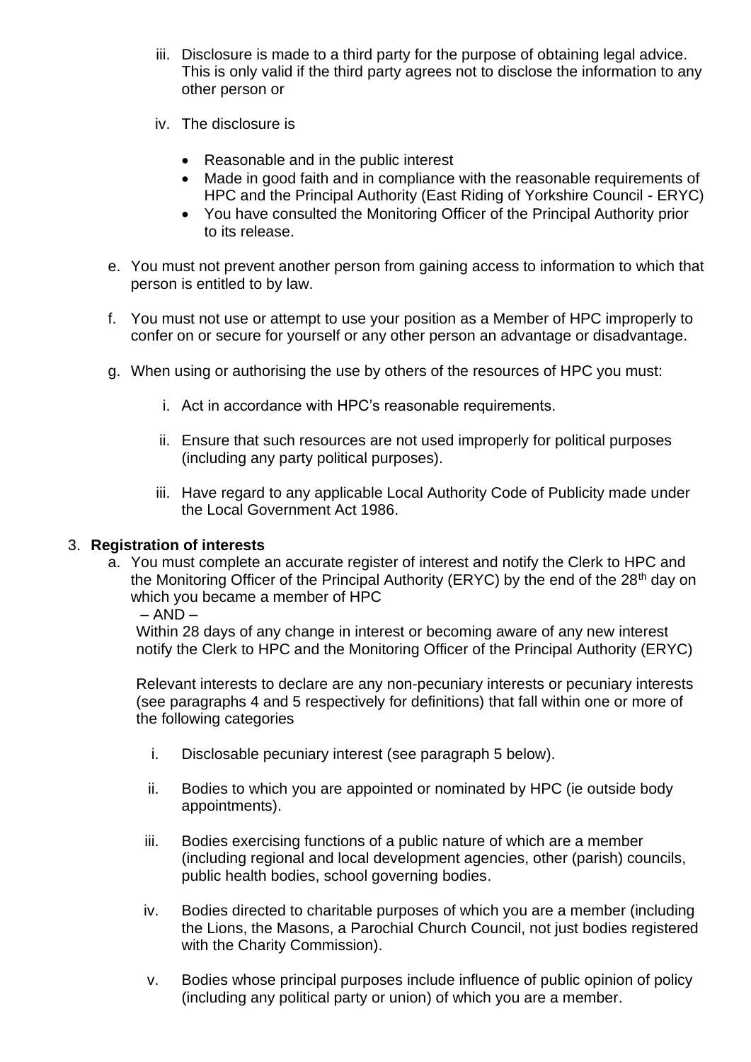iii. Disclosure is made to a third party for the purpose of obtaining legal advice. This is only valid if the third party agrees not to disclose the information to any other person or

   iv. The disclosure is

      - Reasonable and in the public interest
      - Made in good faith and in compliance with the reasonable requirements of HPC and the Principal Authority (East Riding of Yorkshire Council - ERYC)
      - You have consulted the Monitoring Officer of the Principal Authority prior to its release.

e. You must not prevent another person from gaining access to information to which that person is entitled to by law.

f. You must not use or attempt to use your position as a Member of HPC improperly to confer on or secure for yourself or any other person an advantage or disadvantage.

g. When using or authorising the use by others of the resources of HPC you must:

   i. Act in accordance with HPC's reasonable requirements.

   ii. Ensure that such resources are not used improperly for political purposes (including any party political purposes).

   iii. Have regard to any applicable Local Authority Code of Publicity made under the Local Government Act 1986.

3. **Registration of interests**

   a. You must complete an accurate register of interest and notify the Clerk to HPC and the Monitoring Officer of the Principal Authority (ERYC) by the end of the 28th day on which you became a member of HPC

      – AND –

      Within 28 days of any change in interest or becoming aware of any new interest notify the Clerk to HPC and the Monitoring Officer of the Principal Authority (ERYC)

      Relevant interests to declare are any non-pecuniary interests or pecuniary interests (see paragraphs 4 and 5 respectively for definitions) that fall within one or more of the following categories

      i. Disclosable pecuniary interest (see paragraph 5 below).

      ii. Bodies to which you are appointed or nominated by HPC (ie outside body appointments).

      iii. Bodies exercising functions of a public nature of which are a member (including regional and local development agencies, other (parish) councils, public health bodies, school governing bodies.

      iv. Bodies directed to charitable purposes of which you are a member (including the Lions, the Masons, a Parochial Church Council, not just bodies registered with the Charity Commission).

      v. Bodies whose principal purposes include influence of public opinion of policy (including any political party or union) of which you are a member.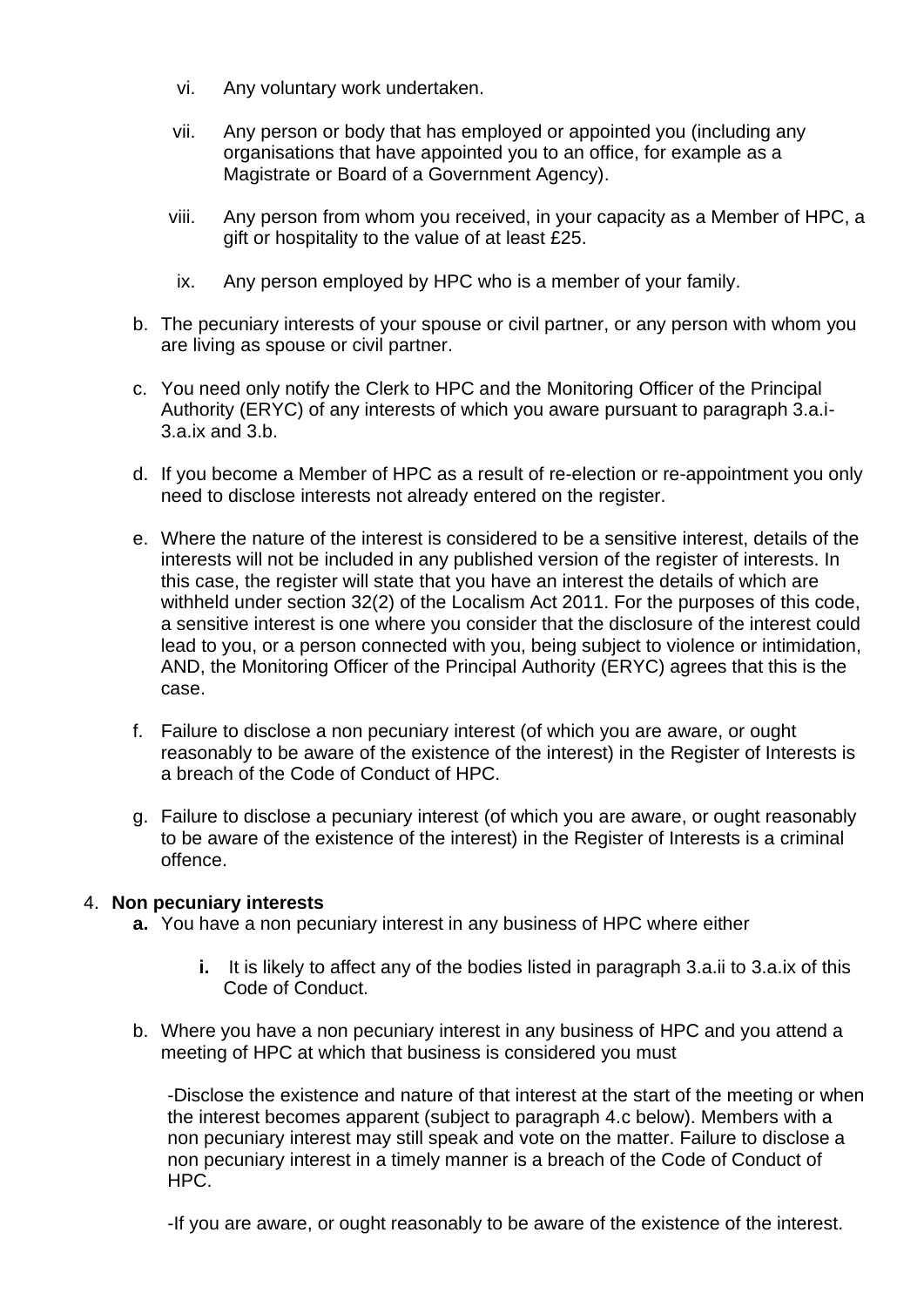vi. Any voluntary work undertaken.

vii. Any person or body that has employed or appointed you (including any organisations that have appointed you to an office, for example as a Magistrate or Board of a Government Agency).

viii. Any person from whom you received, in your capacity as a Member of HPC, a gift or hospitality to the value of at least £25.

ix. Any person employed by HPC who is a member of your family.

b. The pecuniary interests of your spouse or civil partner, or any person with whom you are living as spouse or civil partner.

c. You need only notify the Clerk to HPC and the Monitoring Officer of the Principal Authority (ERYC) of any interests of which you aware pursuant to paragraph 3.a.i-3.a.ix and 3.b.

d. If you become a Member of HPC as a result of re-election or re-appointment you only need to disclose interests not already entered on the register.

e. Where the nature of the interest is considered to be a sensitive interest, details of the interests will not be included in any published version of the register of interests. In this case, the register will state that you have an interest the details of which are withheld under section 32(2) of the Localism Act 2011. For the purposes of this code, a sensitive interest is one where you consider that the disclosure of the interest could lead to you, or a person connected with you, being subject to violence or intimidation, AND, the Monitoring Officer of the Principal Authority (ERYC) agrees that this is the case.

f. Failure to disclose a non pecuniary interest (of which you are aware, or ought reasonably to be aware of the existence of the interest) in the Register of Interests is a breach of the Code of Conduct of HPC.

g. Failure to disclose a pecuniary interest (of which you are aware, or ought reasonably to be aware of the existence of the interest) in the Register of Interests is a criminal offence.

4. **Non pecuniary interests**

**a.** You have a non pecuniary interest in any business of HPC where either

**i.** It is likely to affect any of the bodies listed in paragraph 3.a.ii to 3.a.ix of this Code of Conduct.

b. Where you have a non pecuniary interest in any business of HPC and you attend a meeting of HPC at which that business is considered you must

-Disclose the existence and nature of that interest at the start of the meeting or when the interest becomes apparent (subject to paragraph 4.c below). Members with a non pecuniary interest may still speak and vote on the matter. Failure to disclose a non pecuniary interest in a timely manner is a breach of the Code of Conduct of HPC.

-If you are aware, or ought reasonably to be aware of the existence of the interest.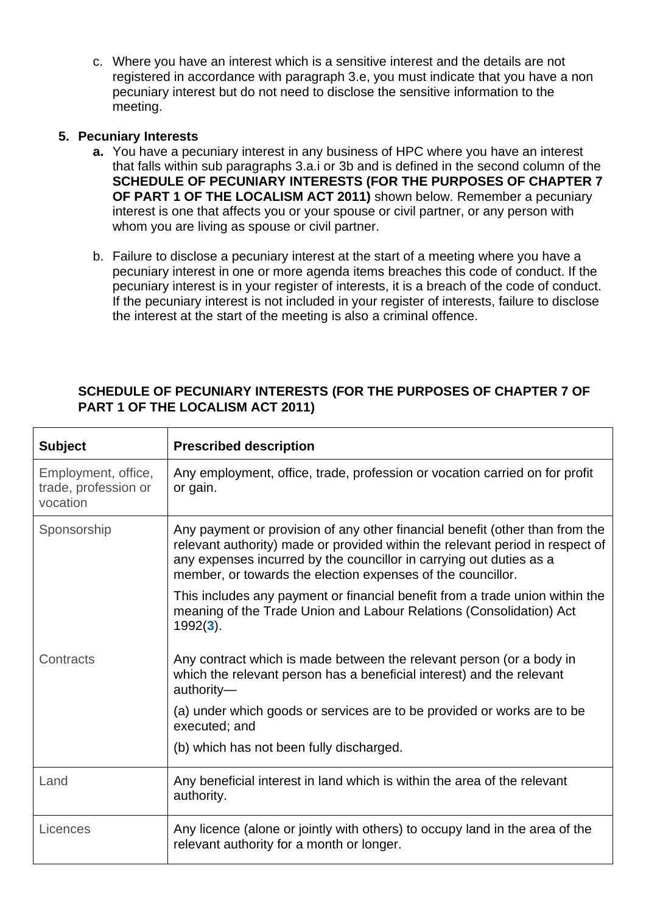c. Where you have an interest which is a sensitive interest and the details are not registered in accordance with paragraph 3.e, you must indicate that you have a non pecuniary interest but do not need to disclose the sensitive information to the meeting.

**5. Pecuniary Interests**

**a.** You have a pecuniary interest in any business of HPC where you have an interest that falls within sub paragraphs 3.a.i or 3b and is defined in the second column of the **SCHEDULE OF PECUNIARY INTERESTS (FOR THE PURPOSES OF CHAPTER 7 OF PART 1 OF THE LOCALISM ACT 2011)** shown below. Remember a pecuniary interest is one that affects you or your spouse or civil partner, or any person with whom you are living as spouse or civil partner.

b. Failure to disclose a pecuniary interest at the start of a meeting where you have a pecuniary interest in one or more agenda items breaches this code of conduct. If the pecuniary interest is in your register of interests, it is a breach of the code of conduct. If the pecuniary interest is not included in your register of interests, failure to disclose the interest at the start of the meeting is also a criminal offence.

**SCHEDULE OF PECUNIARY INTERESTS (FOR THE PURPOSES OF CHAPTER 7 OF PART 1 OF THE LOCALISM ACT 2011)**

| **Subject** | **Prescribed description** |
|---|---|
| Employment, office, trade, profession or vocation | Any employment, office, trade, profession or vocation carried on for profit or gain. |
| Sponsorship | Any payment or provision of any other financial benefit (other than from the relevant authority) made or provided within the relevant period in respect of any expenses incurred by the councillor in carrying out duties as a member, or towards the election expenses of the councillor.<br><br>This includes any payment or financial benefit from a trade union within the meaning of the Trade Union and Labour Relations (Consolidation) Act 1992([3]). |
| Contracts | Any contract which is made between the relevant person (or a body in which the relevant person has a beneficial interest) and the relevant authority—<br><br>(a) under which goods or services are to be provided or works are to be executed; and<br><br>(b) which has not been fully discharged. |
| Land | Any beneficial interest in land which is within the area of the relevant authority. |
| Licences | Any licence (alone or jointly with others) to occupy land in the area of the relevant authority for a month or longer. |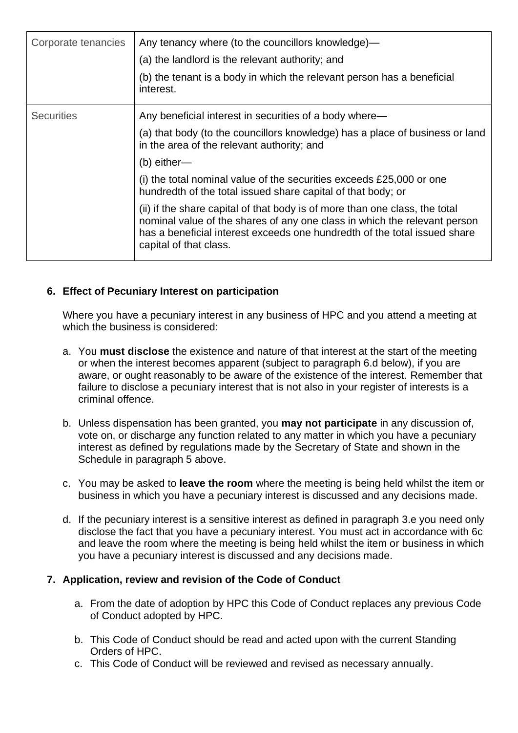| | |
|---|---|
| Corporate tenancies | Any tenancy where (to the councillors knowledge)—<br>(a) the landlord is the relevant authority; and<br>(b) the tenant is a body in which the relevant person has a beneficial interest. |
| Securities | Any beneficial interest in securities of a body where—<br>(a) that body (to the councillors knowledge) has a place of business or land in the area of the relevant authority; and<br>(b) either—<br>(i) the total nominal value of the securities exceeds £25,000 or one hundredth of the total issued share capital of that body; or<br>(ii) if the share capital of that body is of more than one class, the total nominal value of the shares of any one class in which the relevant person has a beneficial interest exceeds one hundredth of the total issued share capital of that class. |

## 6. Effect of Pecuniary Interest on participation

Where you have a pecuniary interest in any business of HPC and you attend a meeting at which the business is considered:

a. You **must disclose** the existence and nature of that interest at the start of the meeting or when the interest becomes apparent (subject to paragraph 6.d below), if you are aware, or ought reasonably to be aware of the existence of the interest. Remember that failure to disclose a pecuniary interest that is not also in your register of interests is a criminal offence.

b. Unless dispensation has been granted, you **may not participate** in any discussion of, vote on, or discharge any function related to any matter in which you have a pecuniary interest as defined by regulations made by the Secretary of State and shown in the Schedule in paragraph 5 above.

c. You may be asked to **leave the room** where the meeting is being held whilst the item or business in which you have a pecuniary interest is discussed and any decisions made.

d. If the pecuniary interest is a sensitive interest as defined in paragraph 3.e you need only disclose the fact that you have a pecuniary interest. You must act in accordance with 6c and leave the room where the meeting is being held whilst the item or business in which you have a pecuniary interest is discussed and any decisions made.

## 7. Application, review and revision of the Code of Conduct

a. From the date of adoption by HPC this Code of Conduct replaces any previous Code of Conduct adopted by HPC.

b. This Code of Conduct should be read and acted upon with the current Standing Orders of HPC.

c. This Code of Conduct will be reviewed and revised as necessary annually.